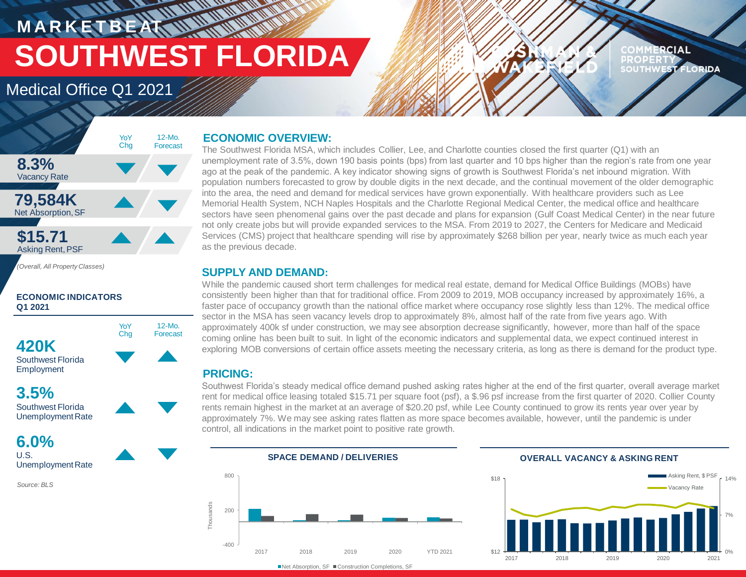# MARKETBEAT

# SOUTHWEST FLORIDA

## Medical Office Q1 2021

CUSHMAN & WAKEFIELD | COMMERCIAL PROPERTY SOUTHWEST FLORIDA

| | YoY Chg | 12-Mo. Forecast |
|---|---|---|
| **8.3%** Vacancy Rate | ▼ | ▼ |
| **79,584K** Net Absorption, SF | ▲ | ▼ |
| **$15.71** Asking Rent, PSF | ▲ | ▲ |

*(Overall, All Property Classes)*

**ECONOMIC INDICATORS Q1 2021**

| | YoY Chg | 12-Mo. Forecast |
|---|---|---|
| **420K** Southwest Florida Employment | ▼ | ▲ |
| **3.5%** Southwest Florida Unemployment Rate | ▲ | ▼ |
| **6.0%** U.S. Unemployment Rate | ▲ | ▼ |

*Source: BLS*

## ECONOMIC OVERVIEW:

The Southwest Florida MSA, which includes Collier, Lee, and Charlotte counties closed the first quarter (Q1) with an unemployment rate of 3.5%, down 190 basis points (bps) from last quarter and 10 bps higher than the region's rate from one year ago at the peak of the pandemic. A key indicator showing signs of growth is Southwest Florida's net inbound migration. With population numbers forecasted to grow by double digits in the next decade, and the continual movement of the older demographic into the area, the need and demand for medical services have grown exponentially. With healthcare providers such as Lee Memorial Health System, NCH Naples Hospitals and the Charlotte Regional Medical Center, the medical office and healthcare sectors have seen phenomenal gains over the past decade and plans for expansion (Gulf Coast Medical Center) in the near future not only create jobs but will provide expanded services to the MSA. From 2019 to 2027, the Centers for Medicare and Medicaid Services (CMS) project that healthcare spending will rise by approximately $268 billion per year, nearly twice as much each year as the previous decade.

## SUPPLY AND DEMAND:

While the pandemic caused short term challenges for medical real estate, demand for Medical Office Buildings (MOBs) have consistently been higher than that for traditional office. From 2009 to 2019, MOB occupancy increased by approximately 16%, a faster pace of occupancy growth than the national office market where occupancy rose slightly less than 12%. The medical office sector in the MSA has seen vacancy levels drop to approximately 8%, almost half of the rate from five years ago. With approximately 400k sf under construction, we may see absorption decrease significantly, however, more than half of the space coming online has been built to suit. In light of the economic indicators and supplemental data, we expect continued interest in exploring MOB conversions of certain office assets meeting the necessary criteria, as long as there is demand for the product type.

## PRICING:

Southwest Florida's steady medical office demand pushed asking rates higher at the end of the first quarter, overall average market rent for medical office leasing totaled $15.71 per square foot (psf), a $.96 psf increase from the first quarter of 2020. Collier County rents remain highest in the market at an average of $20.20 psf, while Lee County continued to grow its rents year over year by approximately 7%. We may see asking rates flatten as more space becomes available, however, until the pandemic is under control, all indications in the market point to positive rate growth.

**SPACE DEMAND / DELIVERIES**

Net Absorption, SF / Construction Completions, SF (Thousands); 2017, 2018, 2019, 2020, YTD 2021

**OVERALL VACANCY & ASKING RENT**

Asking Rent, $ PSF / Vacancy Rate; 2017–2021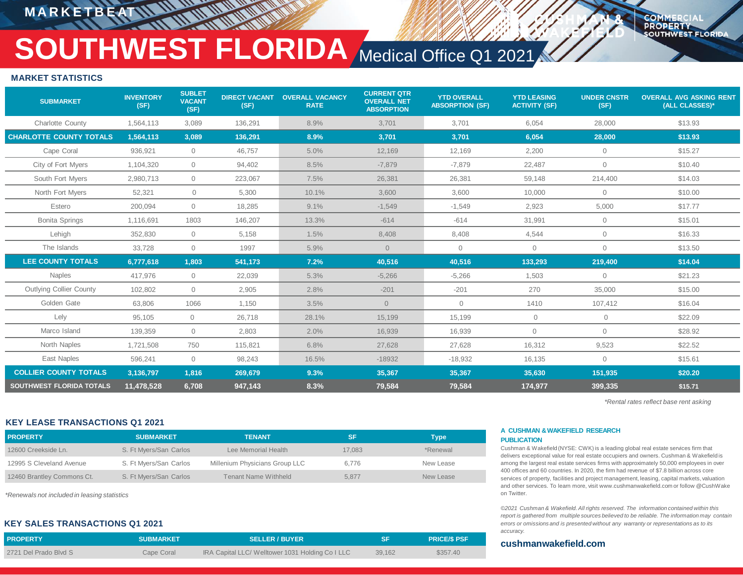# SOUTHWEST FLORIDA Medical Office Q1 2021

MARKETBEAT

## MARKET STATISTICS

| SUBMARKET | INVENTORY (SF) | SUBLET VACANT (SF) | DIRECT VACANT (SF) | OVERALL VACANCY RATE | CURRENT QTR OVERALL NET ABSORPTION | YTD OVERALL ABSORPTION (SF) | YTD LEASING ACTIVITY (SF) | UNDER CNSTR (SF) | OVERALL AVG ASKING RENT (ALL CLASSES)* |
|---|---|---|---|---|---|---|---|---|---|
| Charlotte County | 1,564,113 | 3,089 | 136,291 | 8.9% | 3,701 | 3,701 | 6,054 | 28,000 | $13.93 |
| **CHARLOTTE COUNTY TOTALS** | **1,564,113** | **3,089** | **136,291** | **8.9%** | **3,701** | **3,701** | **6,054** | **28,000** | **$13.93** |
| Cape Coral | 936,921 | 0 | 46,757 | 5.0% | 12,169 | 12,169 | 2,200 | 0 | $15.27 |
| City of Fort Myers | 1,104,320 | 0 | 94,402 | 8.5% | -7,879 | -7,879 | 22,487 | 0 | $10.40 |
| South Fort Myers | 2,980,713 | 0 | 223,067 | 7.5% | 26,381 | 26,381 | 59,148 | 214,400 | $14.03 |
| North Fort Myers | 52,321 | 0 | 5,300 | 10.1% | 3,600 | 3,600 | 10,000 | 0 | $10.00 |
| Estero | 200,094 | 0 | 18,285 | 9.1% | -1,549 | -1,549 | 2,923 | 5,000 | $17.77 |
| Bonita Springs | 1,116,691 | 1803 | 146,207 | 13.3% | -614 | -614 | 31,991 | 0 | $15.01 |
| Lehigh | 352,830 | 0 | 5,158 | 1.5% | 8,408 | 8,408 | 4,544 | 0 | $16.33 |
| The Islands | 33,728 | 0 | 1997 | 5.9% | 0 | 0 | 0 | 0 | $13.50 |
| **LEE COUNTY TOTALS** | **6,777,618** | **1,803** | **541,173** | **7.2%** | **40,516** | **40,516** | **133,293** | **219,400** | **$14.04** |
| Naples | 417,976 | 0 | 22,039 | 5.3% | -5,266 | -5,266 | 1,503 | 0 | $21.23 |
| Outlying Collier County | 102,802 | 0 | 2,905 | 2.8% | -201 | -201 | 270 | 35,000 | $15.00 |
| Golden Gate | 63,806 | 1066 | 1,150 | 3.5% | 0 | 0 | 1410 | 107,412 | $16.04 |
| Lely | 95,105 | 0 | 26,718 | 28.1% | 15,199 | 15,199 | 0 | 0 | $22.09 |
| Marco Island | 139,359 | 0 | 2,803 | 2.0% | 16,939 | 16,939 | 0 | 0 | $28.92 |
| North Naples | 1,721,508 | 750 | 115,821 | 6.8% | 27,628 | 27,628 | 16,312 | 9,523 | $22.52 |
| East Naples | 596,241 | 0 | 98,243 | 16.5% | -18932 | -18,932 | 16,135 | 0 | $15.61 |
| **COLLIER COUNTY TOTALS** | **3,136,797** | **1,816** | **269,679** | **9.3%** | **35,367** | **35,367** | **35,630** | **151,935** | **$20.20** |
| **SOUTHWEST FLORIDA TOTALS** | **11,478,528** | **6,708** | **947,143** | **8.3%** | **79,584** | **79,584** | **174,977** | **399,335** | **$15.71** |

*\*Rental rates reflect base rent asking*

## KEY LEASE TRANSACTIONS Q1 2021

| PROPERTY | SUBMARKET | TENANT | SF | Type |
|---|---|---|---|---|
| 12600 Creekside Ln. | S. Ft Myers/San Carlos | Lee Memorial Health | 17,083 | *Renewal |
| 12995 S Cleveland Avenue | S. Ft Myers/San Carlos | Millenium Physicians Group LLC | 6,776 | New Lease |
| 12460 Brantley Commons Ct. | S. Ft Myers/San Carlos | Tenant Name Withheld | 5,877 | New Lease |

*\*Renewals not included in leasing statistics*

## KEY SALES TRANSACTIONS Q1 2021

| PROPERTY | SUBMARKET | SELLER / BUYER | SF | PRICE/$ PSF |
|---|---|---|---|---|
| 2721 Del Prado Blvd S | Cape Coral | IRA Capital LLC/ Welltower 1031 Holding Co I LLC | 39,162 | $357.40 |

### A CUSHMAN & WAKEFIELD RESEARCH PUBLICATION

Cushman & Wakefield (NYSE: CWK) is a leading global real estate services firm that delivers exceptional value for real estate occupiers and owners. Cushman & Wakefield is among the largest real estate services firms with approximately 50,000 employees in over 400 offices and 60 countries. In 2020, the firm had revenue of $7.8 billion across core services of property, facilities and project management, leasing, capital markets, valuation and other services. To learn more, visit www.cushmanwakefield.com or follow @CushWake on Twitter.

*©2021 Cushman & Wakefield. All rights reserved. The information contained within this report is gathered from multiple sources believed to be reliable. The information may contain errors or omissions and is presented without any warranty or representations as to its accuracy.*

**cushmanwakefield.com**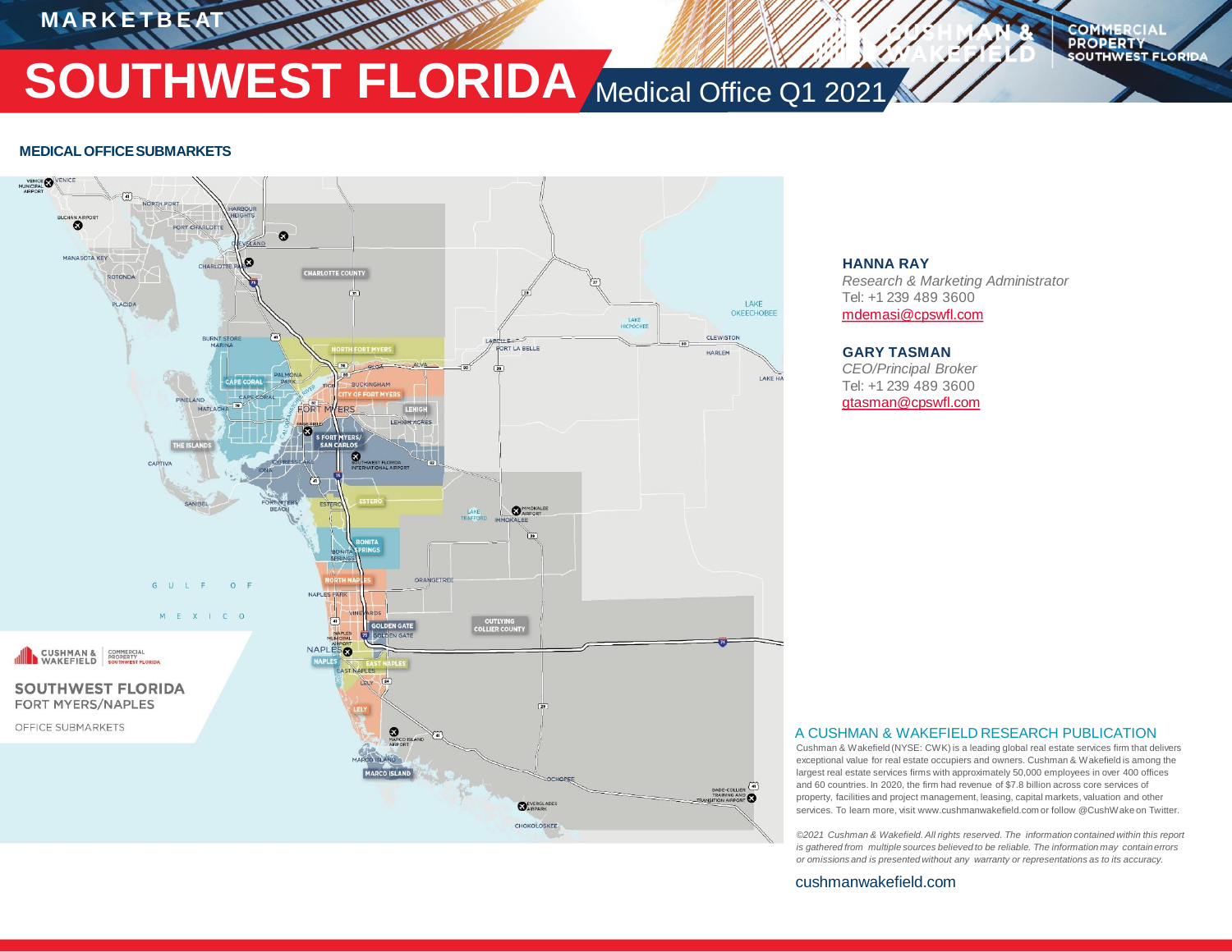MARKETBEAT

# SOUTHWEST FLORIDA

## Medical Office Q1 2021

### MEDICAL OFFICE SUBMARKETS

SOUTHWEST FLORIDA
FORT MYERS/NAPLES

OFFICE SUBMARKETS

**HANNA RAY**
*Research & Marketing Administrator*
Tel: +1 239 489 3600
mdemasi@cpswfl.com

**GARY TASMAN**
*CEO/Principal Broker*
Tel: +1 239 489 3600
gtasman@cpswfl.com

A CUSHMAN & WAKEFIELD RESEARCH PUBLICATION

Cushman & Wakefield (NYSE: CWK) is a leading global real estate services firm that delivers exceptional value for real estate occupiers and owners. Cushman & Wakefield is among the largest real estate services firms with approximately 50,000 employees in over 400 offices and 60 countries. In 2020, the firm had revenue of $7.8 billion across core services of property, facilities and project management, leasing, capital markets, valuation and other services. To learn more, visit www.cushmanwakefield.com or follow @CushWake on Twitter.

*©2021 Cushman & Wakefield. All rights reserved. The information contained within this report is gathered from multiple sources believed to be reliable. The information may contain errors or omissions and is presented without any warranty or representations as to its accuracy.*

cushmanwakefield.com